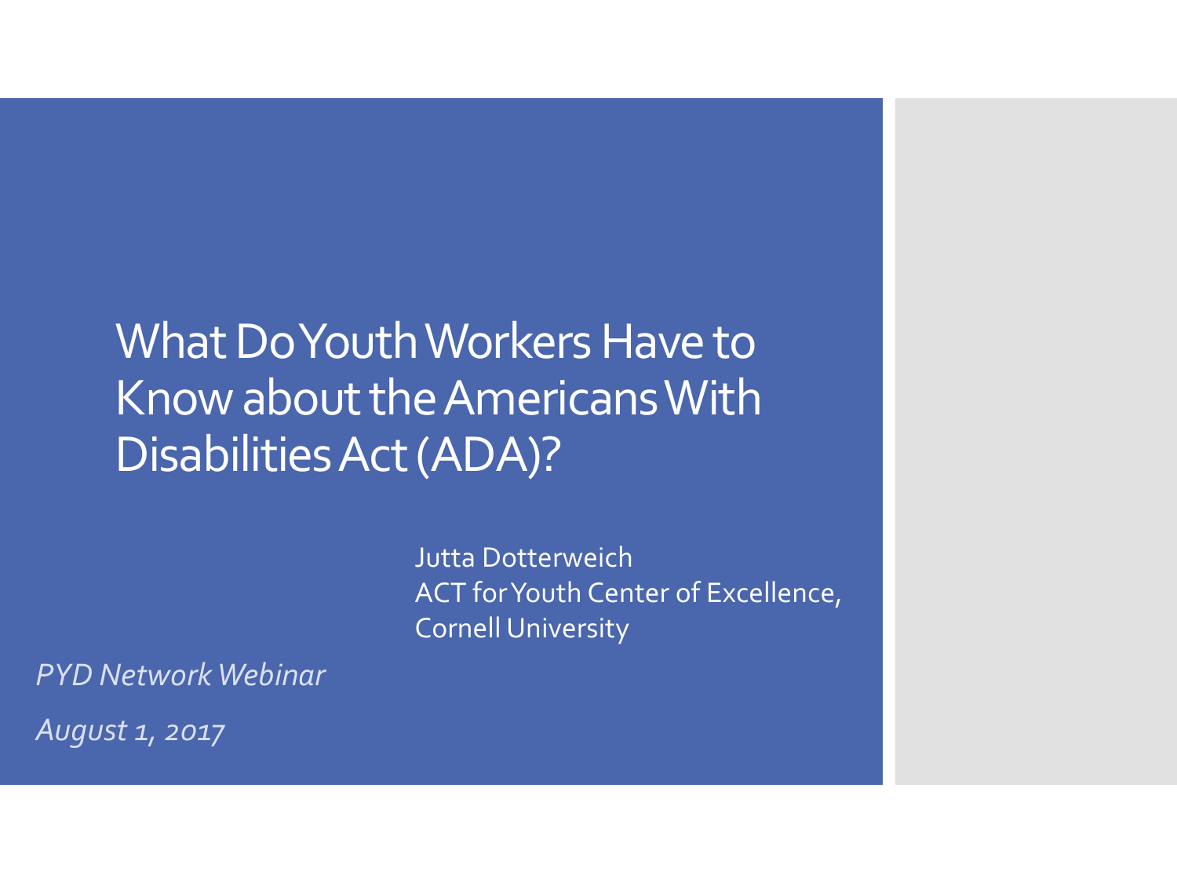# What Do Youth Workers Have to Know about the Americans With Disabilities Act (ADA)?

Jutta Dotterweich
ACT for Youth Center of Excellence,
Cornell University

*PYD Network Webinar*

*August 1, 2017*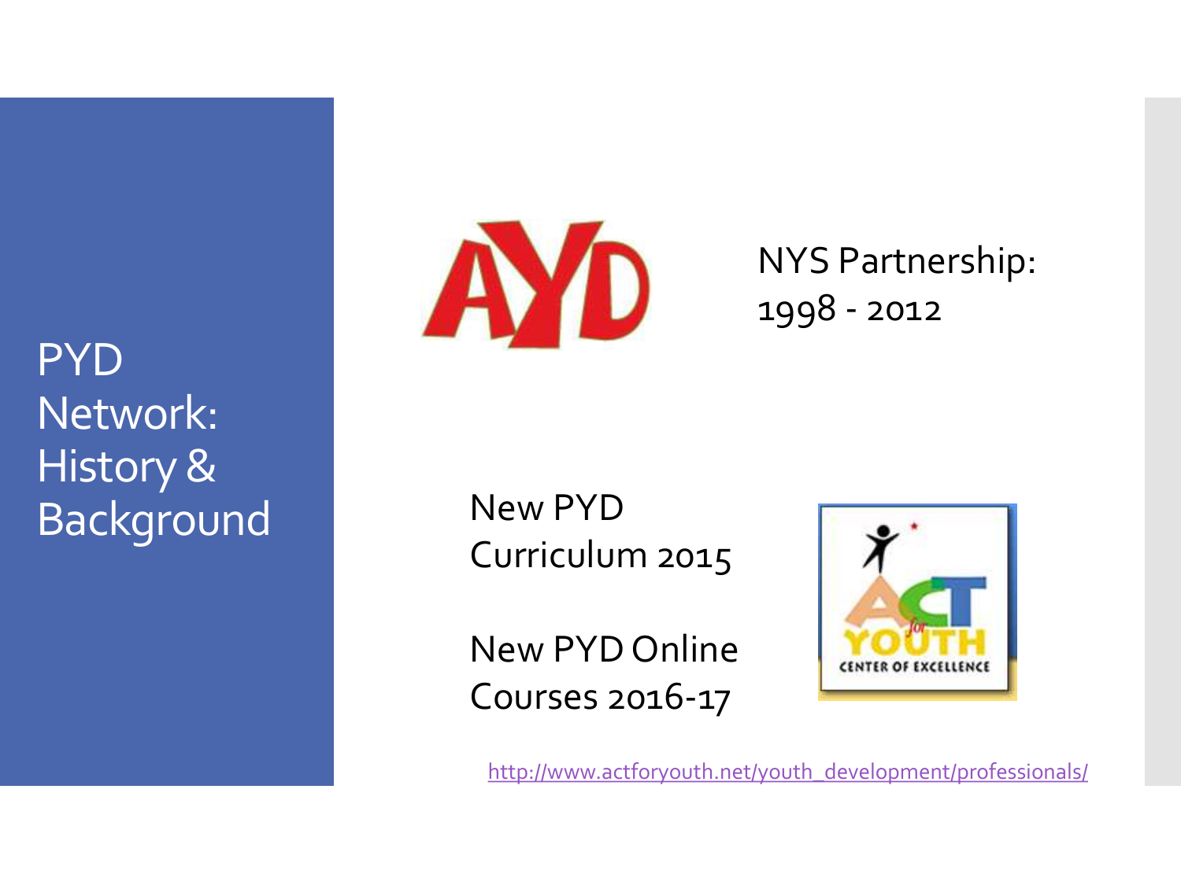# PYD Network: History & Background

AYD

NYS Partnership: 1998 - 2012

New PYD Curriculum 2015

New PYD Online Courses 2016-17

ACT for YOUTH CENTER OF EXCELLENCE

http://www.actforyouth.net/youth_development/professionals/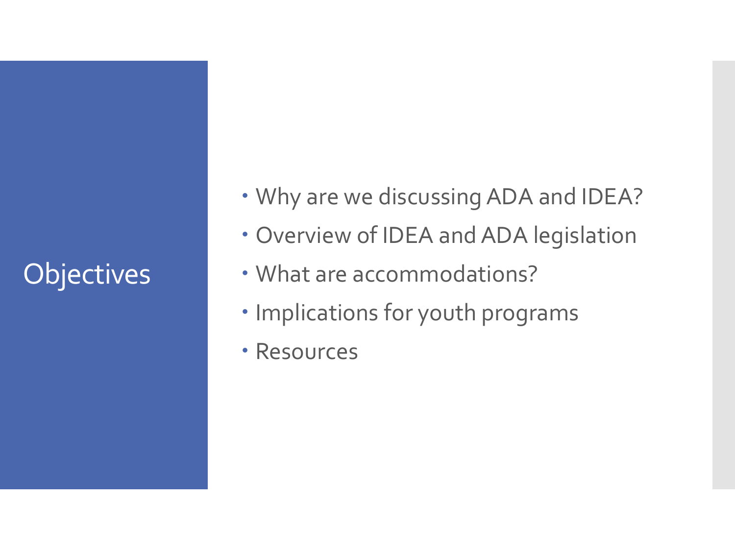# Objectives

- Why are we discussing ADA and IDEA?
- Overview of IDEA and ADA legislation
- What are accommodations?
- Implications for youth programs
- Resources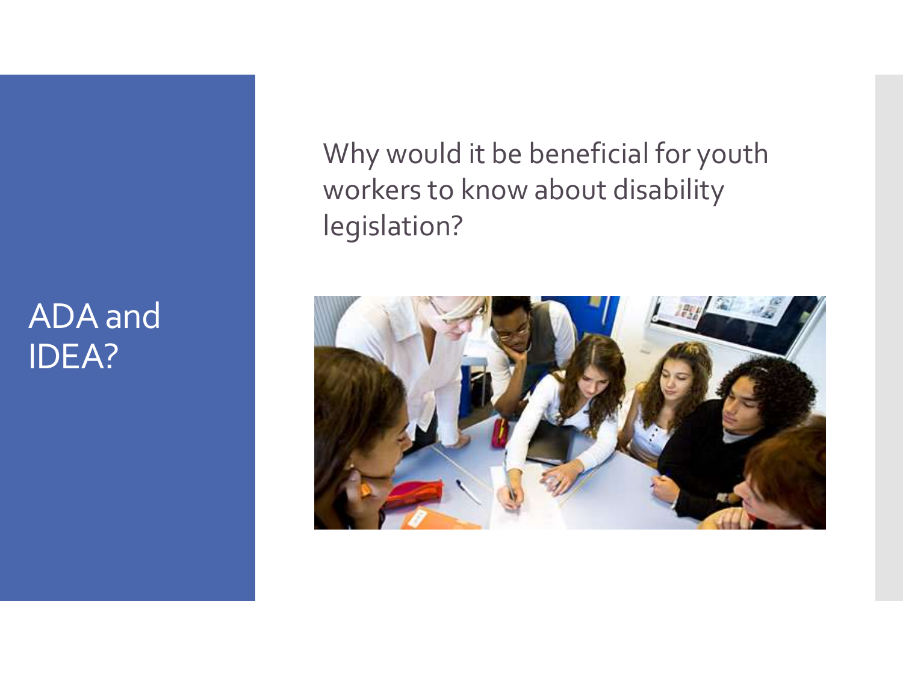# ADA and IDEA?

Why would it be beneficial for youth workers to know about disability legislation?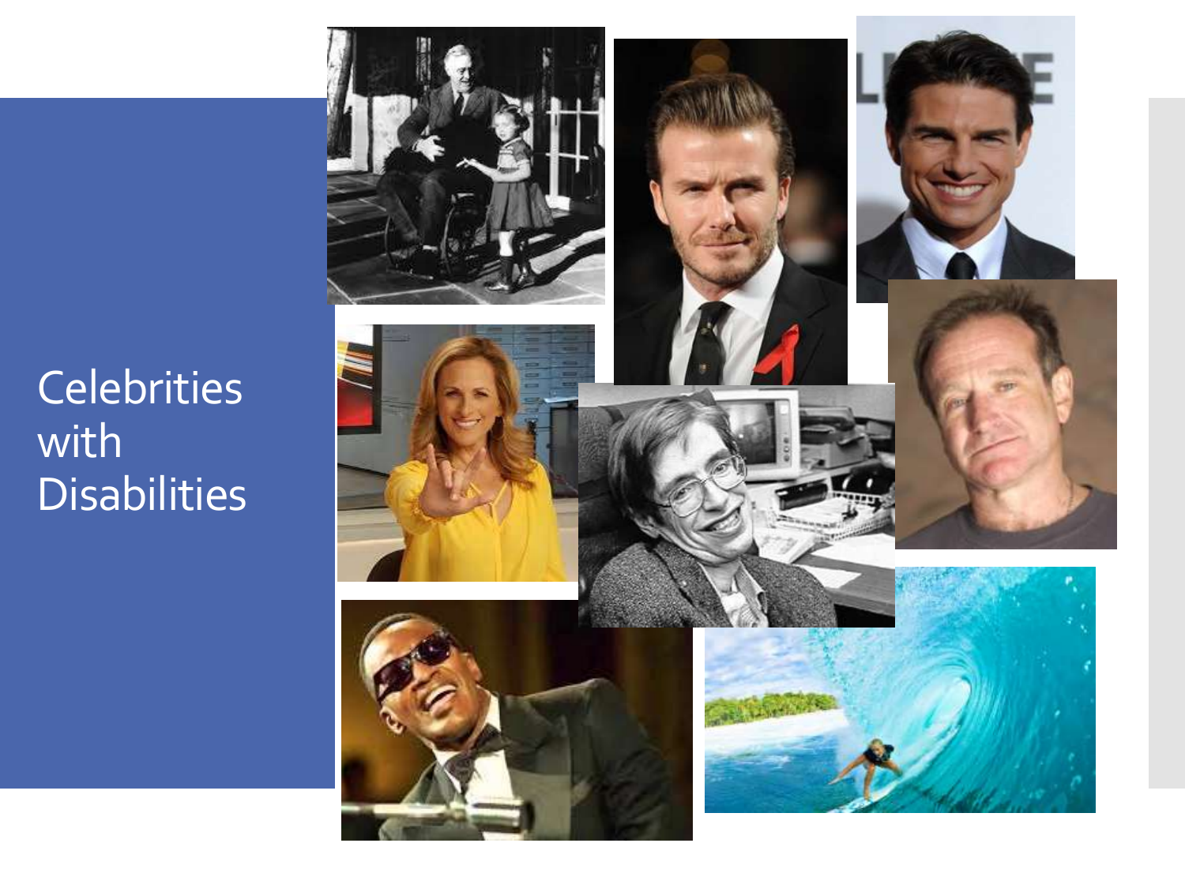# Celebrities with Disabilities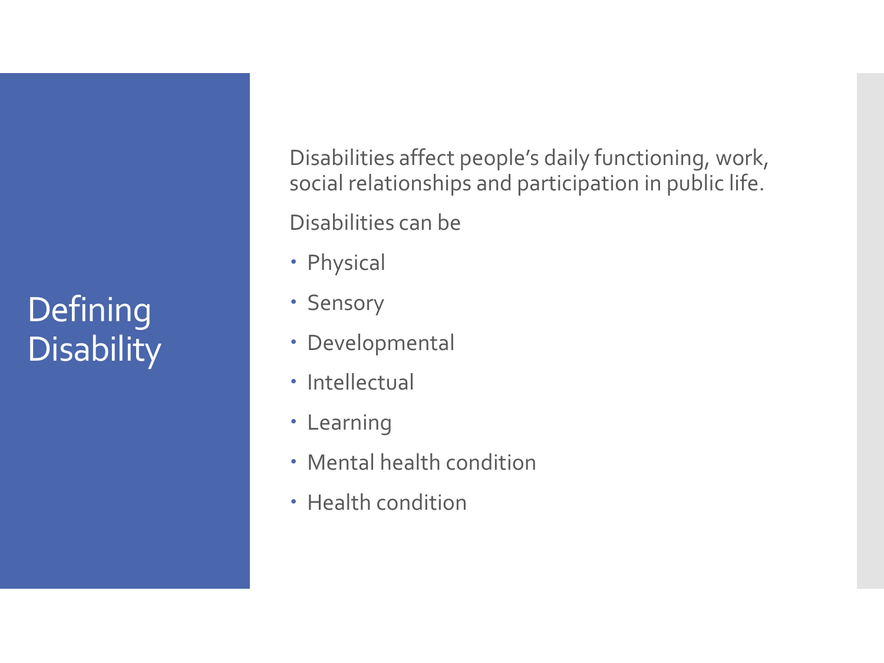# Defining Disability

Disabilities affect people's daily functioning, work, social relationships and participation in public life.

Disabilities can be

- Physical
- Sensory
- Developmental
- Intellectual
- Learning
- Mental health condition
- Health condition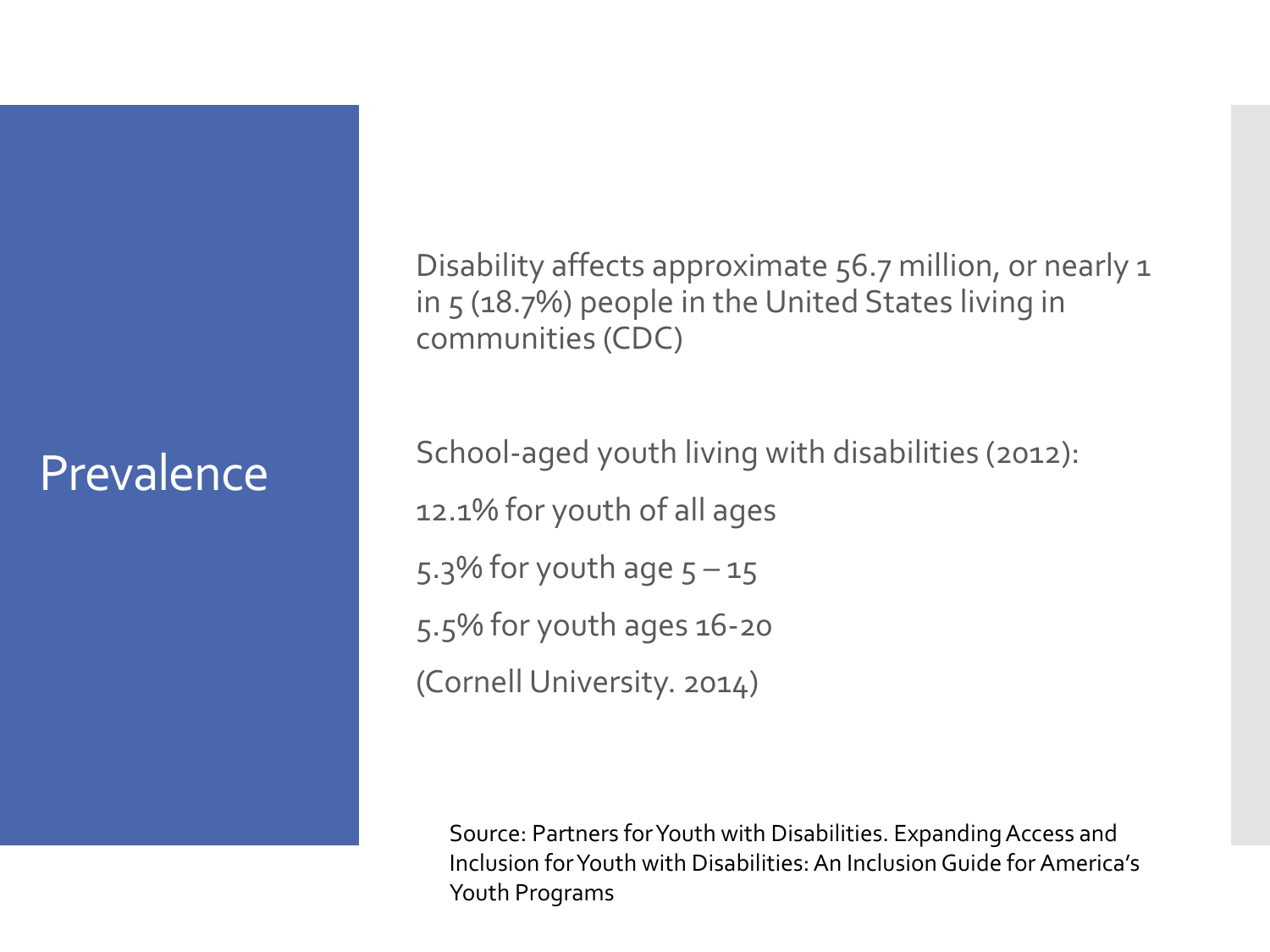# Prevalence

Disability affects approximate 56.7 million, or nearly 1 in 5 (18.7%) people in the United States living in communities (CDC)

School-aged youth living with disabilities (2012):

12.1% for youth of all ages

5.3% for youth age 5 – 15

5.5% for youth ages 16-20

(Cornell University. 2014)

Source: Partners for Youth with Disabilities. Expanding Access and Inclusion for Youth with Disabilities: An Inclusion Guide for America's Youth Programs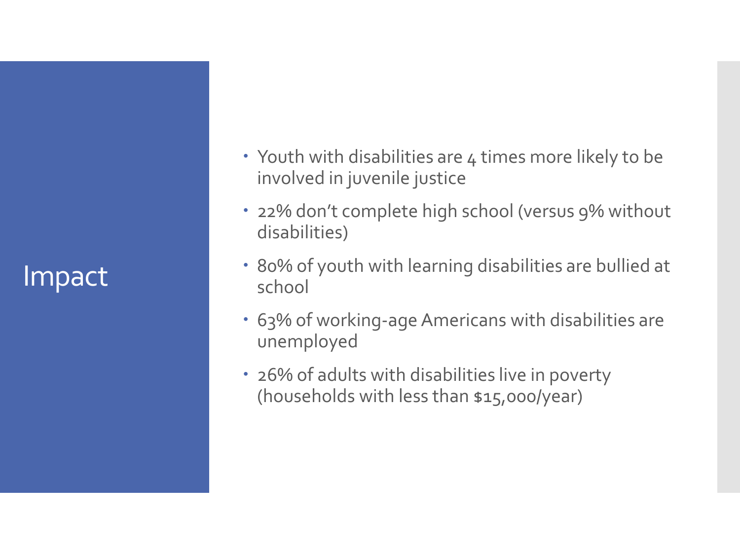# Impact

- Youth with disabilities are 4 times more likely to be involved in juvenile justice
- 22% don't complete high school (versus 9% without disabilities)
- 80% of youth with learning disabilities are bullied at school
- 63% of working-age Americans with disabilities are unemployed
- 26% of adults with disabilities live in poverty (households with less than $15,000/year)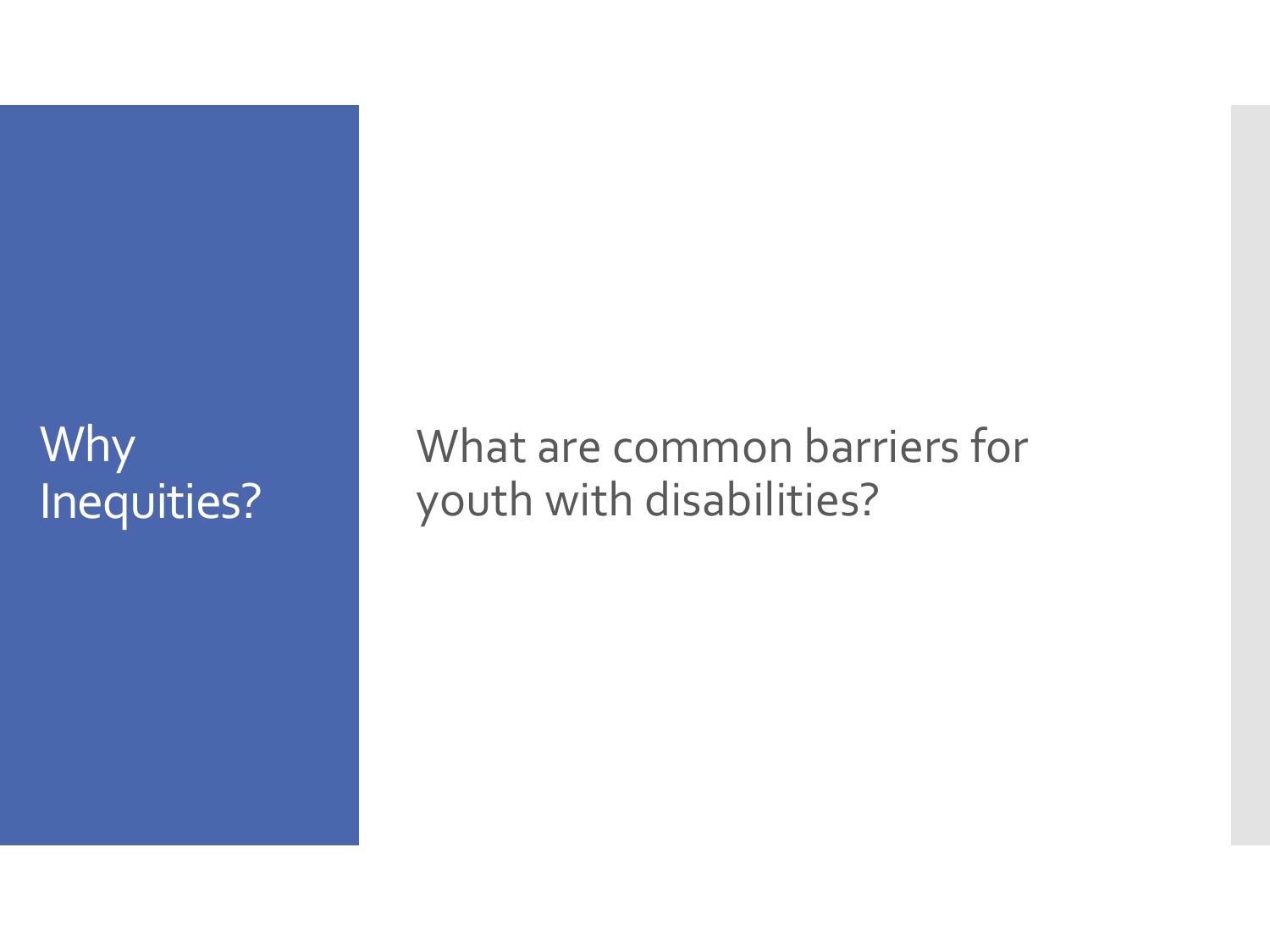# Why Inequities?

What are common barriers for youth with disabilities?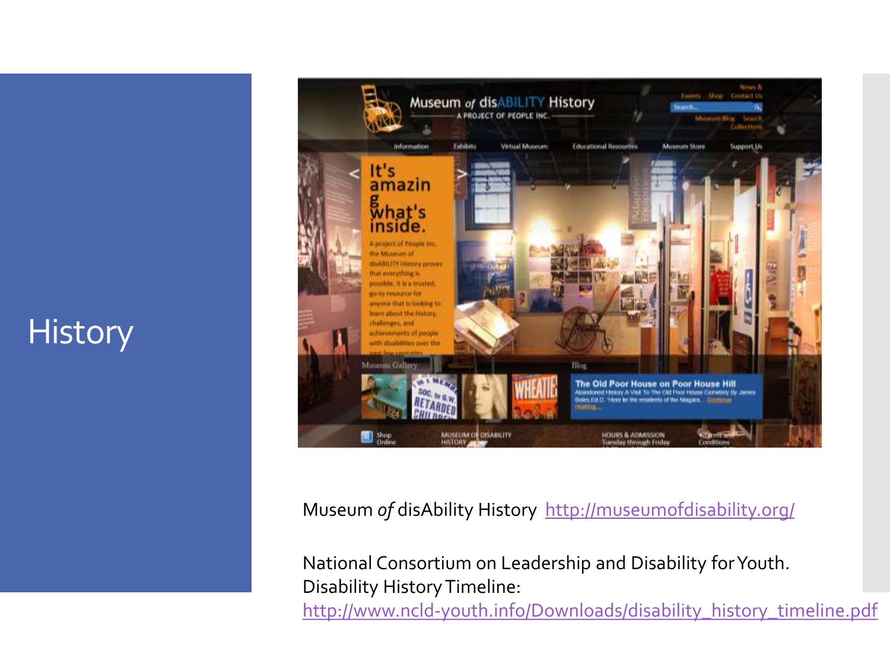# History

Museum *of* disAbility History [http://museumofdisability.org/](http://museumofdisability.org/)

National Consortium on Leadership and Disability for Youth. Disability History Timeline: [http://www.ncld-youth.info/Downloads/disability_history_timeline.pdf](http://www.ncld-youth.info/Downloads/disability_history_timeline.pdf)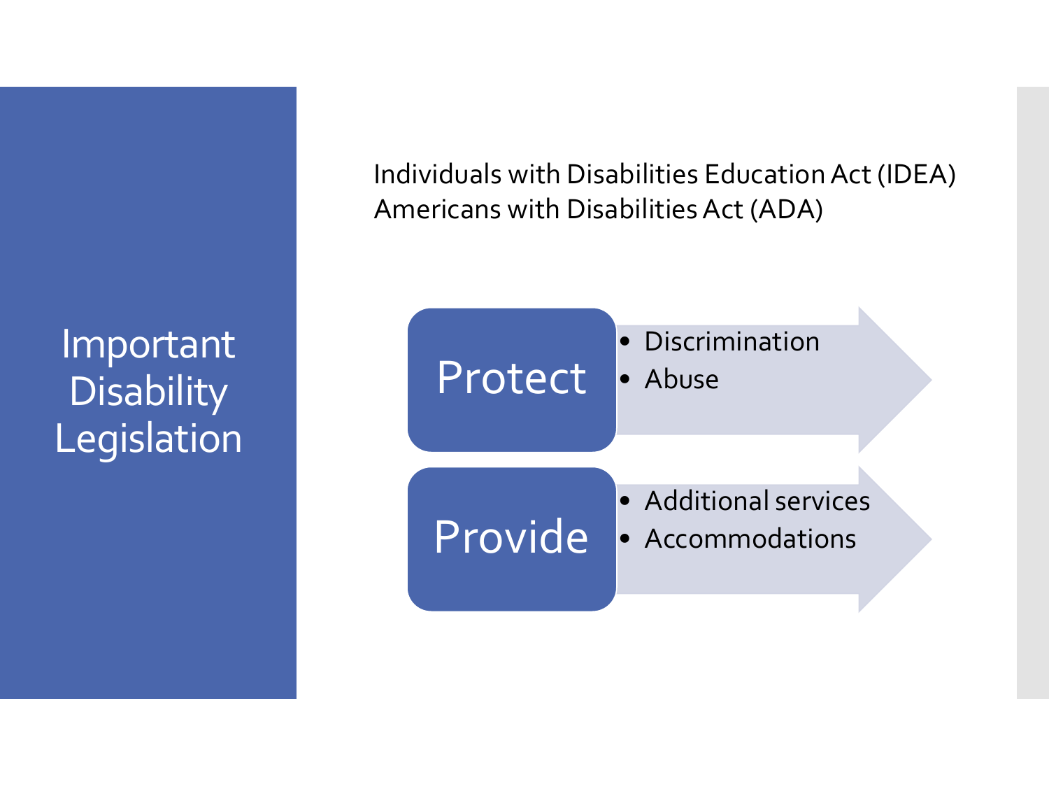# Important Disability Legislation

Individuals with Disabilities Education Act (IDEA)
Americans with Disabilities Act (ADA)

**Protect**
- Discrimination
- Abuse

**Provide**
- Additional services
- Accommodations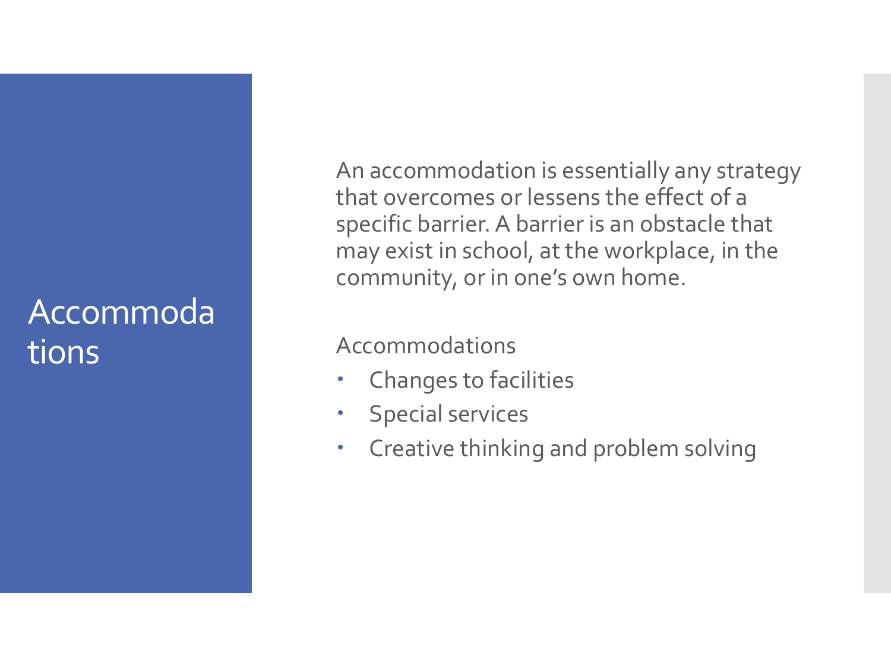# Accommodations

An accommodation is essentially any strategy that overcomes or lessens the effect of a specific barrier. A barrier is an obstacle that may exist in school, at the workplace, in the community, or in one's own home.

Accommodations

- Changes to facilities
- Special services
- Creative thinking and problem solving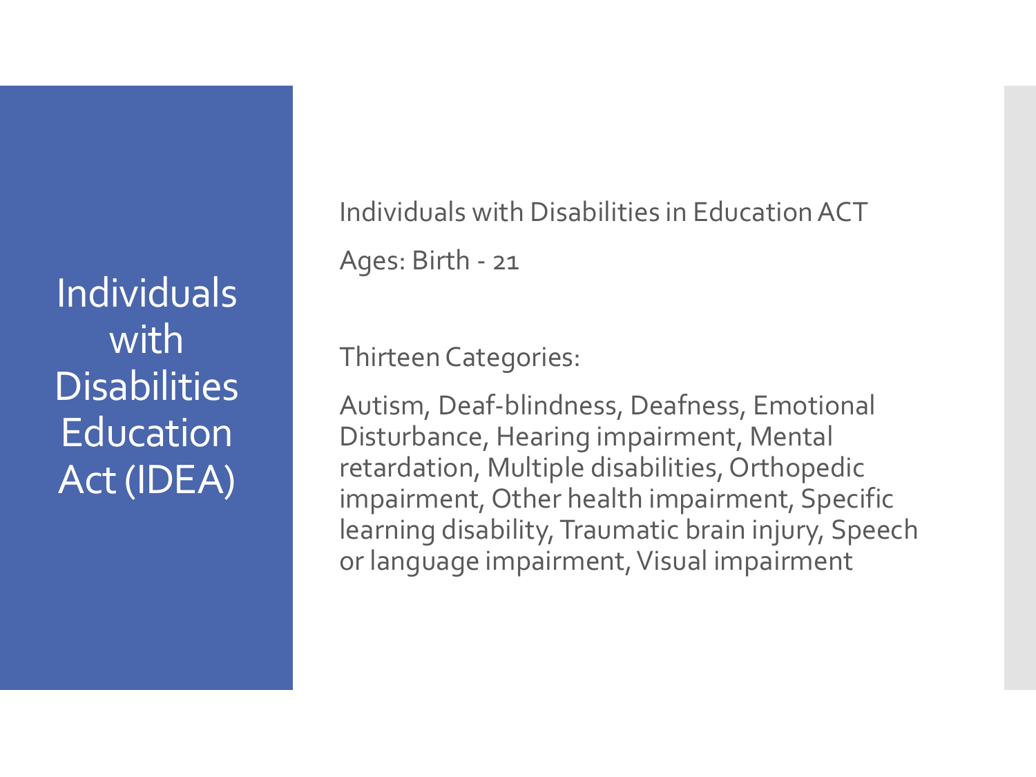# Individuals with Disabilities Education Act (IDEA)

Individuals with Disabilities in Education ACT

Ages: Birth - 21

Thirteen Categories:

Autism, Deaf-blindness, Deafness, Emotional Disturbance, Hearing impairment, Mental retardation, Multiple disabilities, Orthopedic impairment, Other health impairment, Specific learning disability, Traumatic brain injury, Speech or language impairment, Visual impairment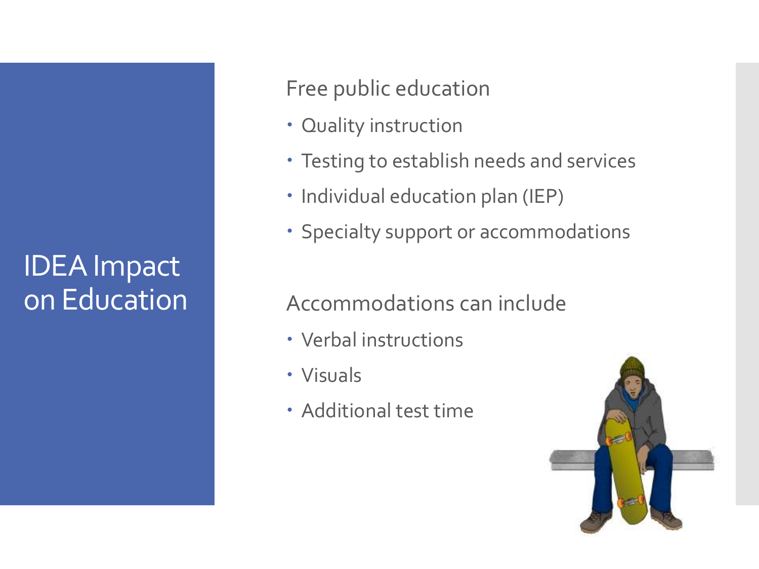# IDEA Impact on Education

Free public education

- Quality instruction
- Testing to establish needs and services
- Individual education plan (IEP)
- Specialty support or accommodations

Accommodations can include

- Verbal instructions
- Visuals
- Additional test time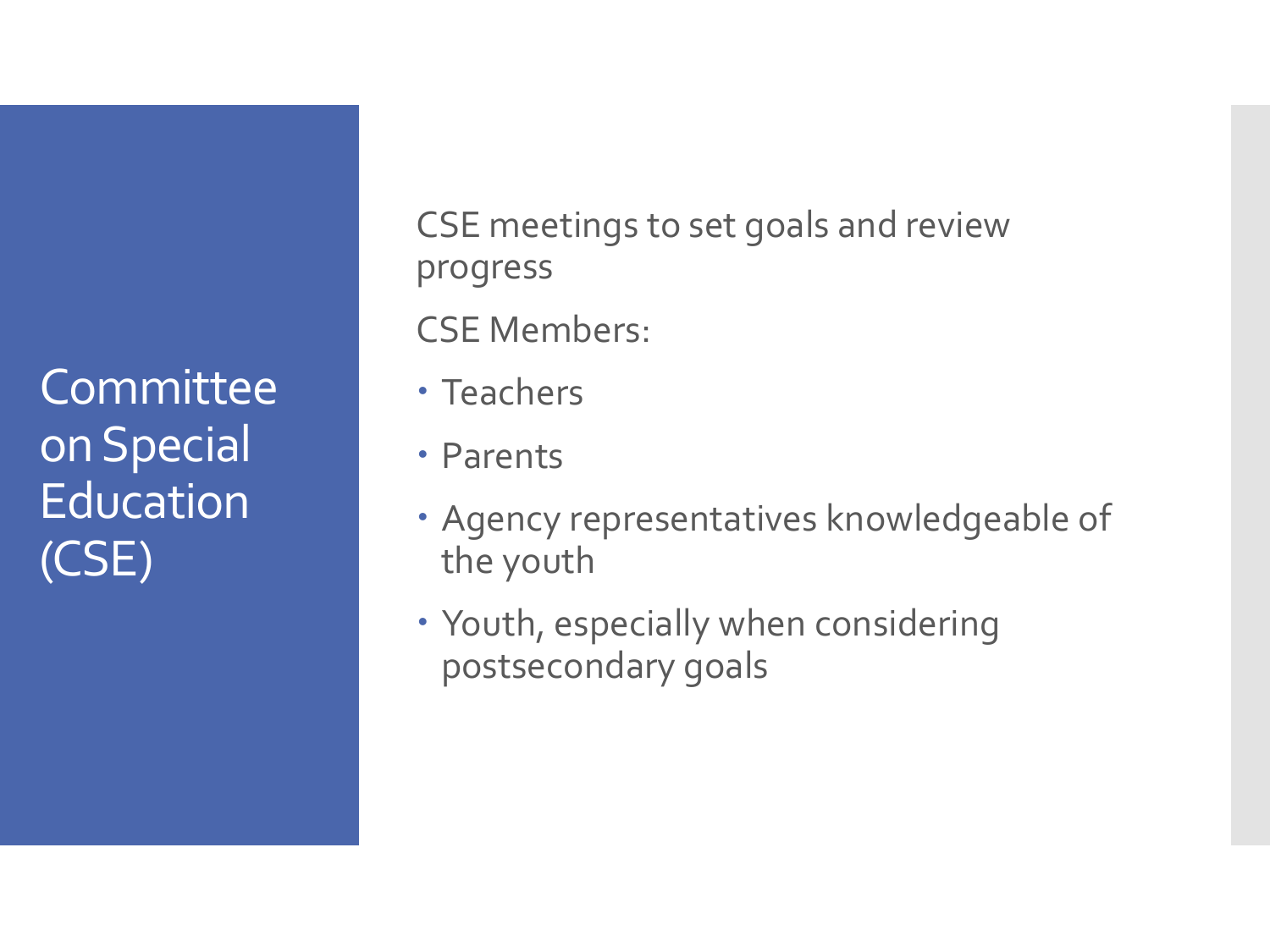# Committee on Special Education (CSE)

CSE meetings to set goals and review progress

CSE Members:

- Teachers
- Parents
- Agency representatives knowledgeable of the youth
- Youth, especially when considering postsecondary goals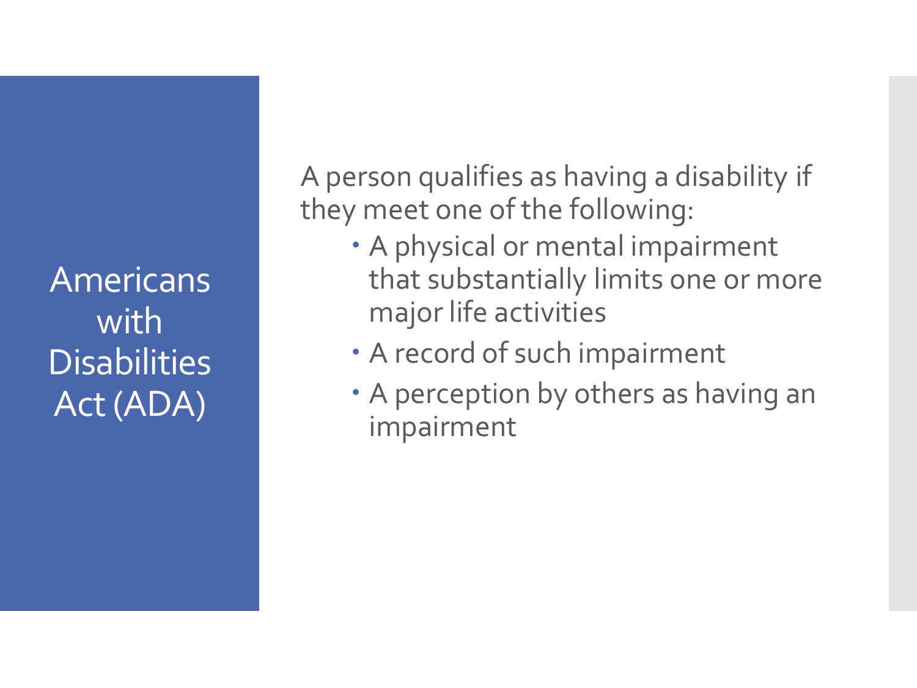# Americans with Disabilities Act (ADA)

A person qualifies as having a disability if they meet one of the following:

- A physical or mental impairment that substantially limits one or more major life activities
- A record of such impairment
- A perception by others as having an impairment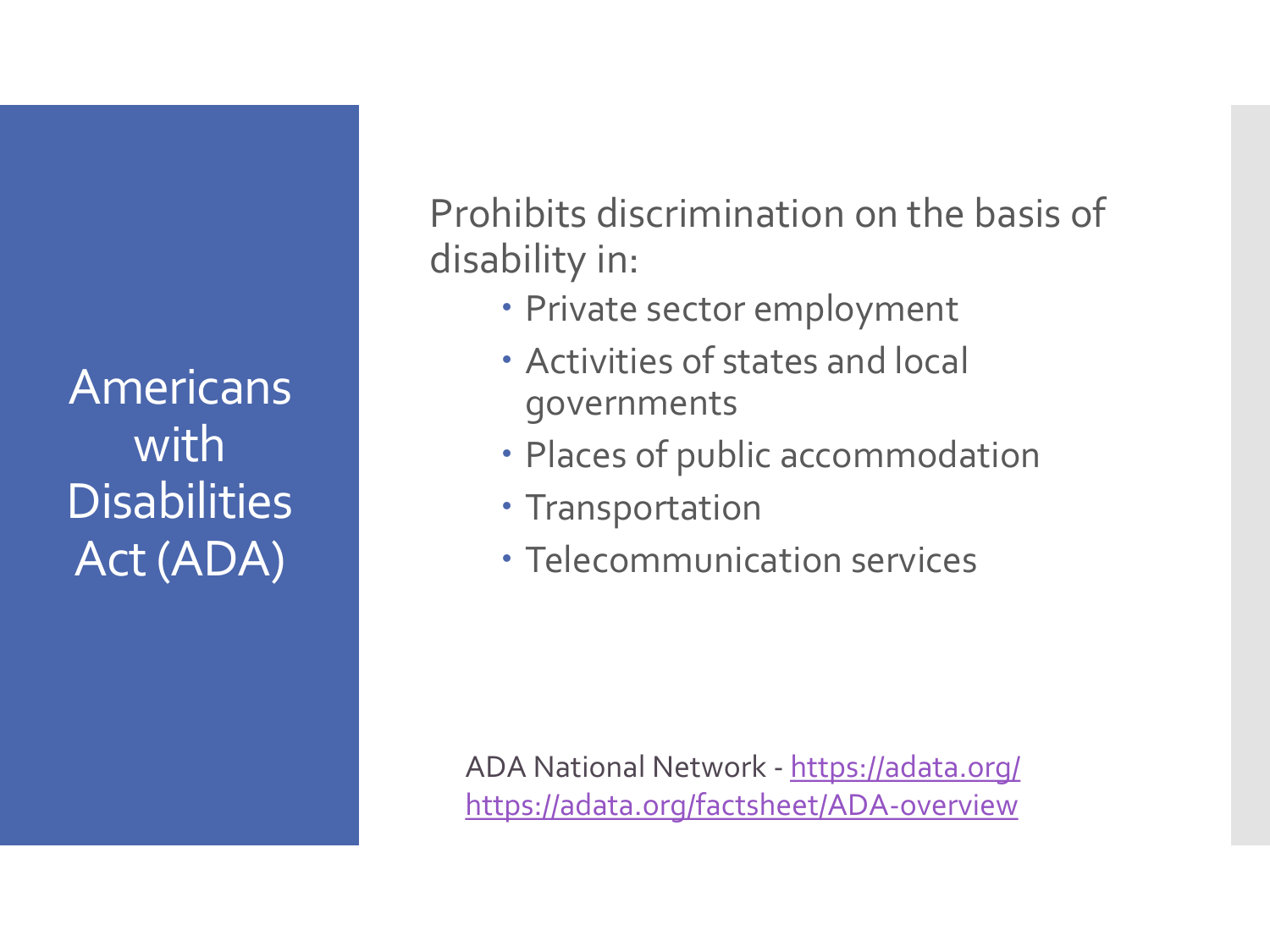# Americans with Disabilities Act (ADA)

Prohibits discrimination on the basis of disability in:

- Private sector employment
- Activities of states and local governments
- Places of public accommodation
- Transportation
- Telecommunication services

ADA National Network - https://adata.org/
https://adata.org/factsheet/ADA-overview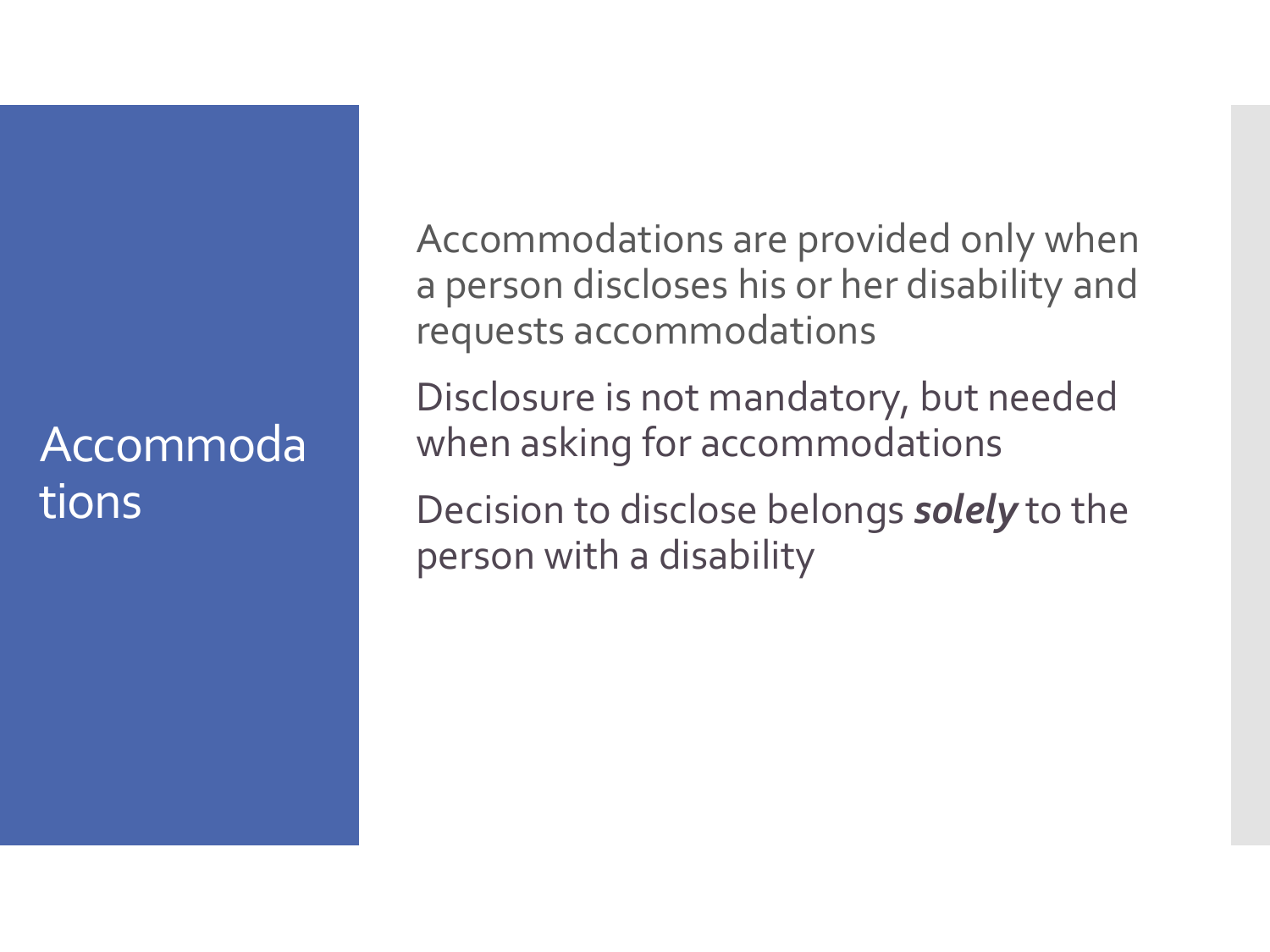# Accommodations

Accommodations are provided only when a person discloses his or her disability and requests accommodations

Disclosure is not mandatory, but needed when asking for accommodations

Decision to disclose belongs ***solely*** to the person with a disability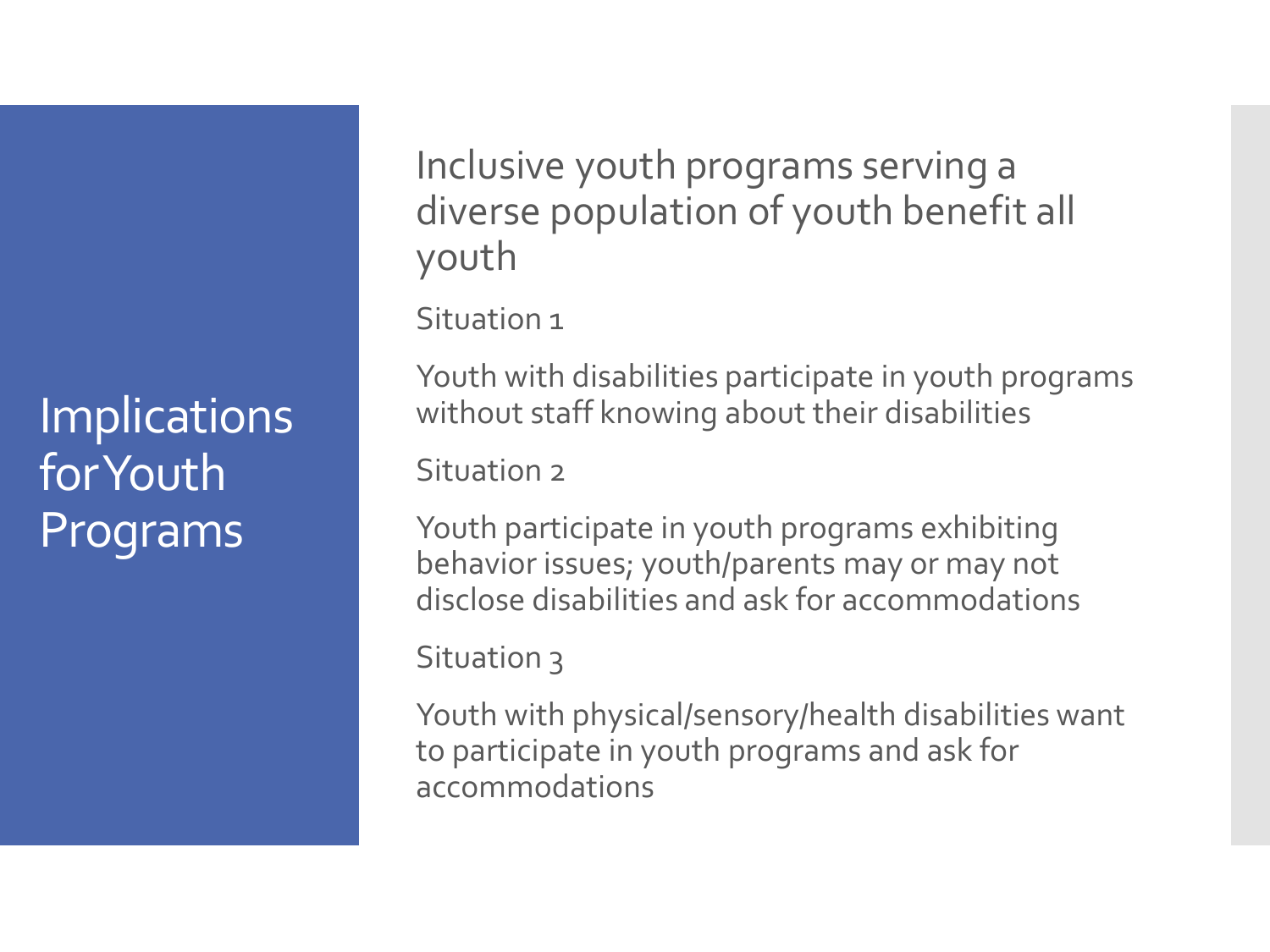# Implications for Youth Programs

Inclusive youth programs serving a diverse population of youth benefit all youth

Situation 1

Youth with disabilities participate in youth programs without staff knowing about their disabilities

Situation 2

Youth participate in youth programs exhibiting behavior issues; youth/parents may or may not disclose disabilities and ask for accommodations

Situation 3

Youth with physical/sensory/health disabilities want to participate in youth programs and ask for accommodations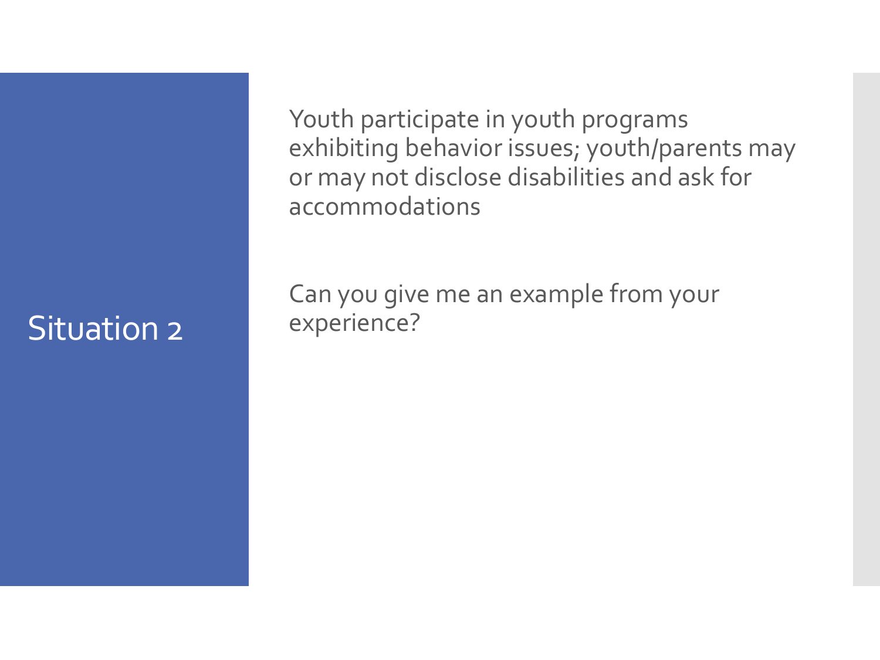# Situation 2

Youth participate in youth programs exhibiting behavior issues; youth/parents may or may not disclose disabilities and ask for accommodations

Can you give me an example from your experience?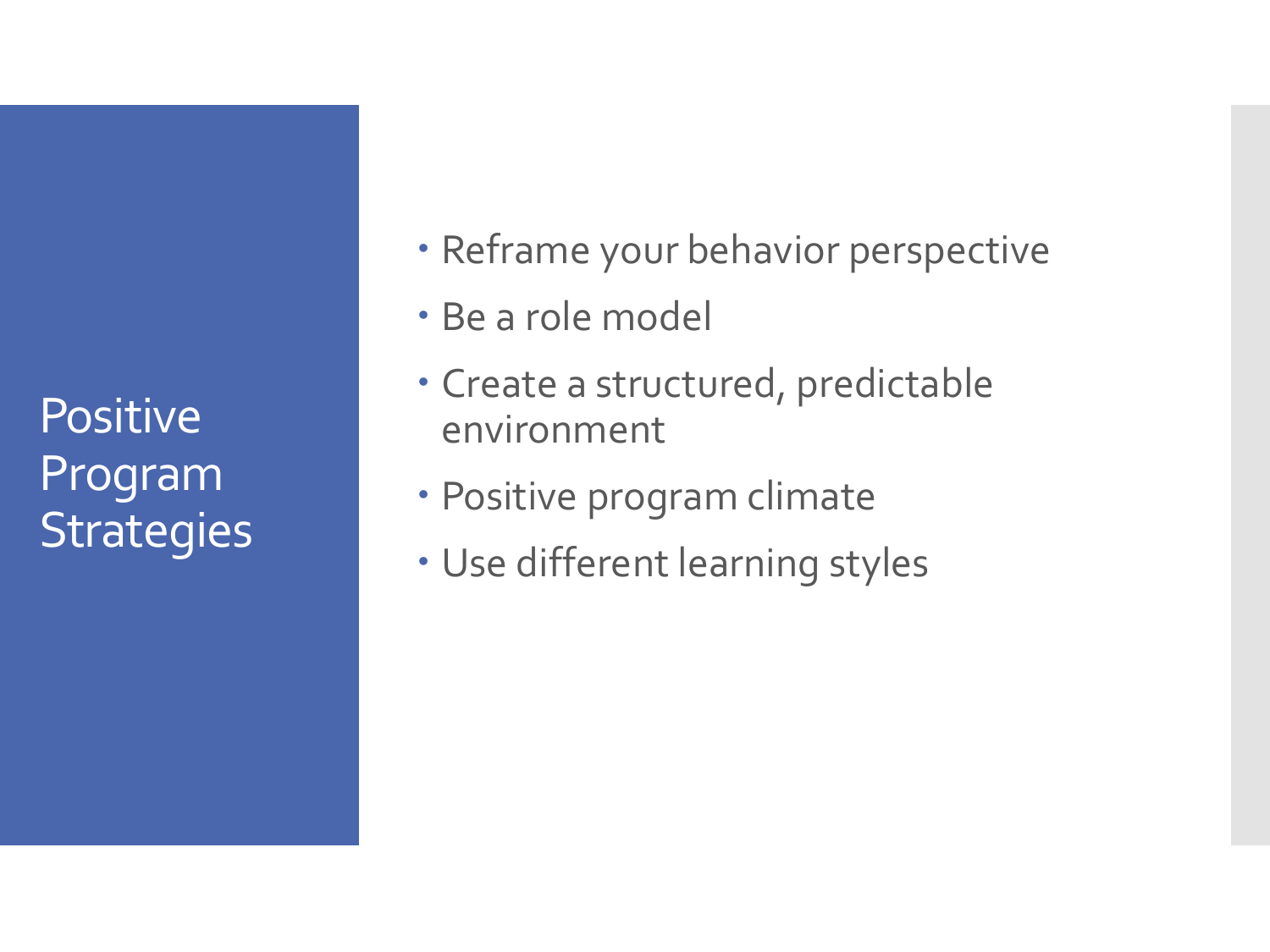# Positive Program Strategies

- Reframe your behavior perspective
- Be a role model
- Create a structured, predictable environment
- Positive program climate
- Use different learning styles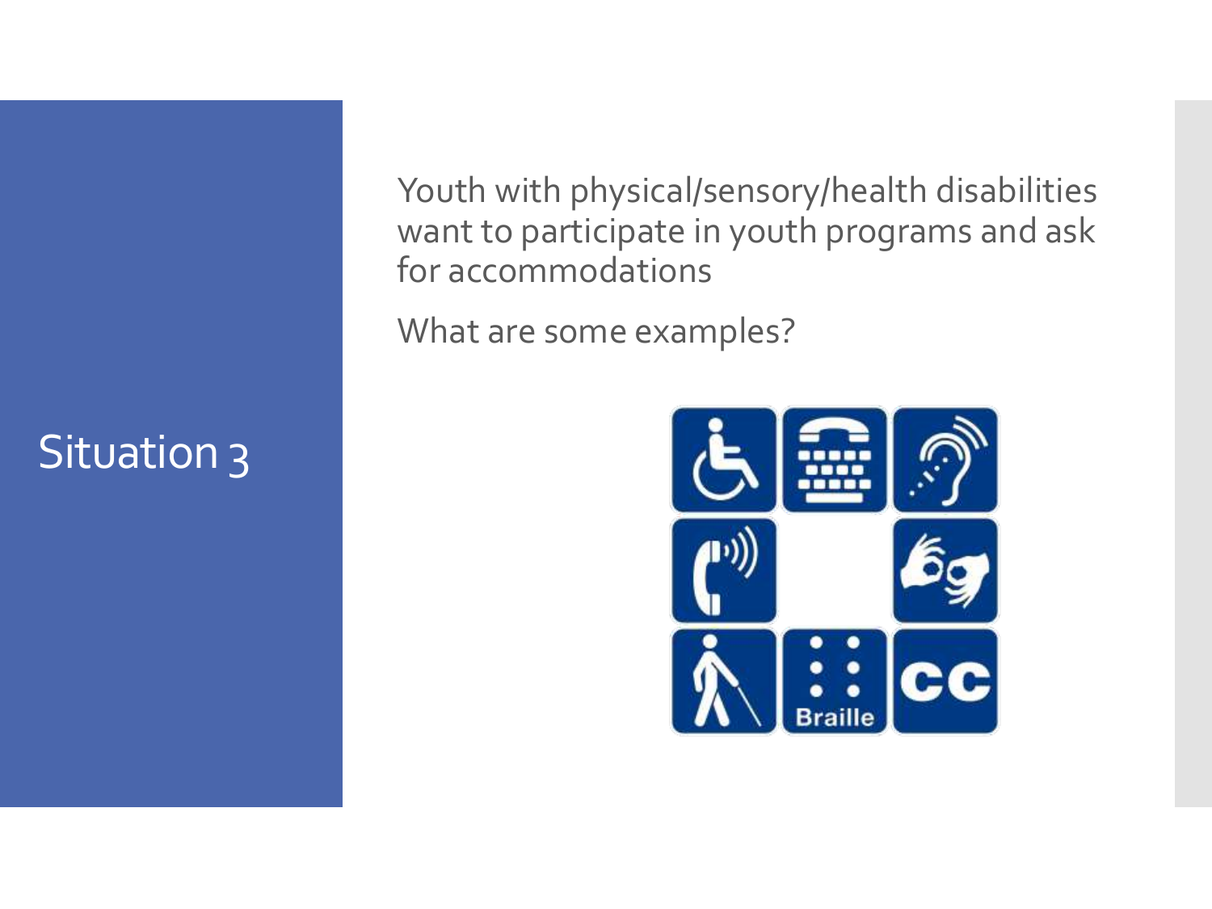# Situation 3

Youth with physical/sensory/health disabilities want to participate in youth programs and ask for accommodations

What are some examples?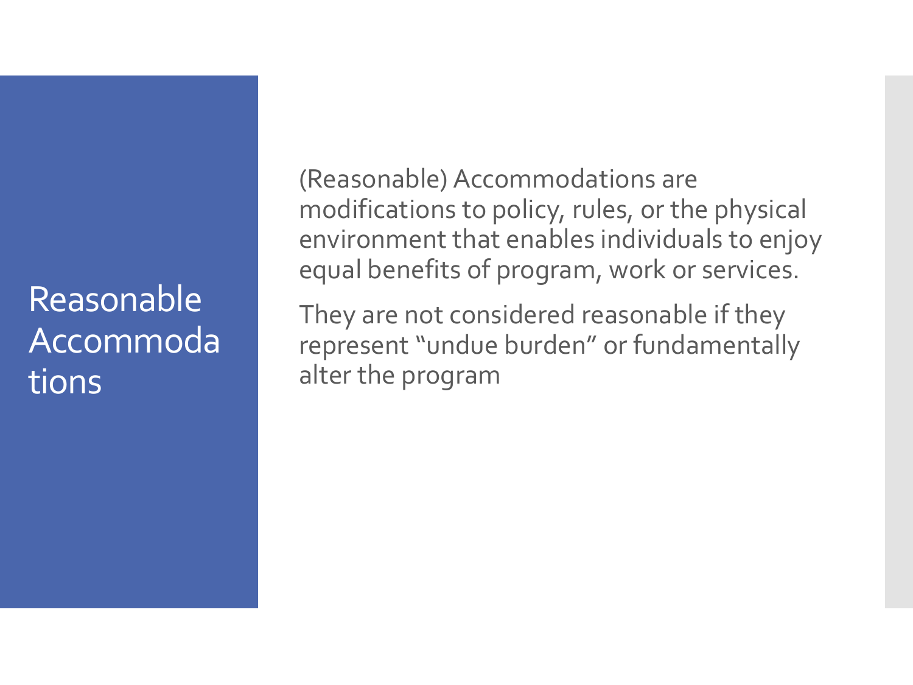# Reasonable Accommodations

(Reasonable) Accommodations are modifications to policy, rules, or the physical environment that enables individuals to enjoy equal benefits of program, work or services.

They are not considered reasonable if they represent "undue burden" or fundamentally alter the program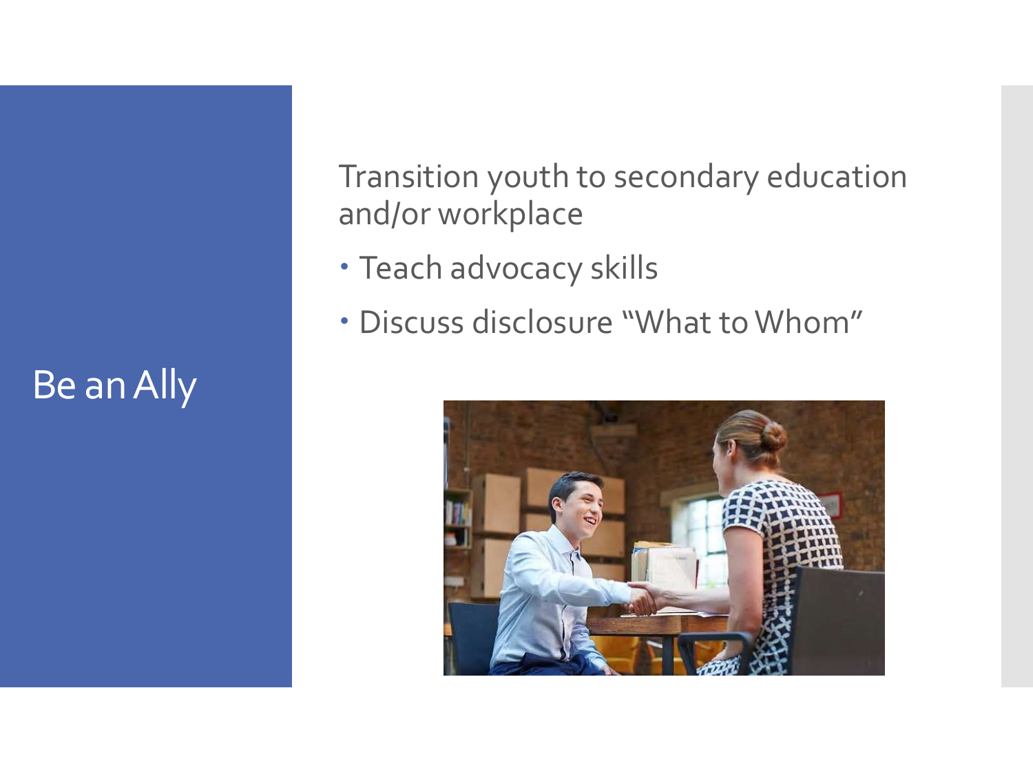# Be an Ally

Transition youth to secondary education and/or workplace

- Teach advocacy skills
- Discuss disclosure "What to Whom"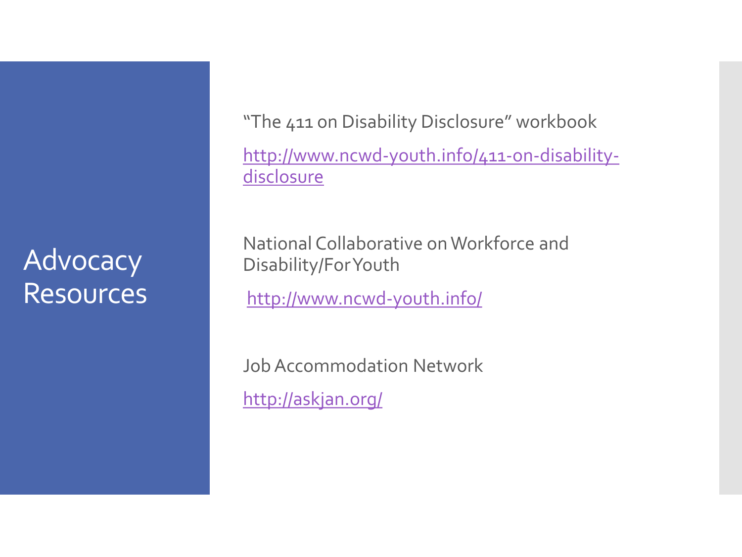# Advocacy Resources

"The 411 on Disability Disclosure" workbook

http://www.ncwd-youth.info/411-on-disability-disclosure

National Collaborative on Workforce and Disability/For Youth

http://www.ncwd-youth.info/

Job Accommodation Network

http://askjan.org/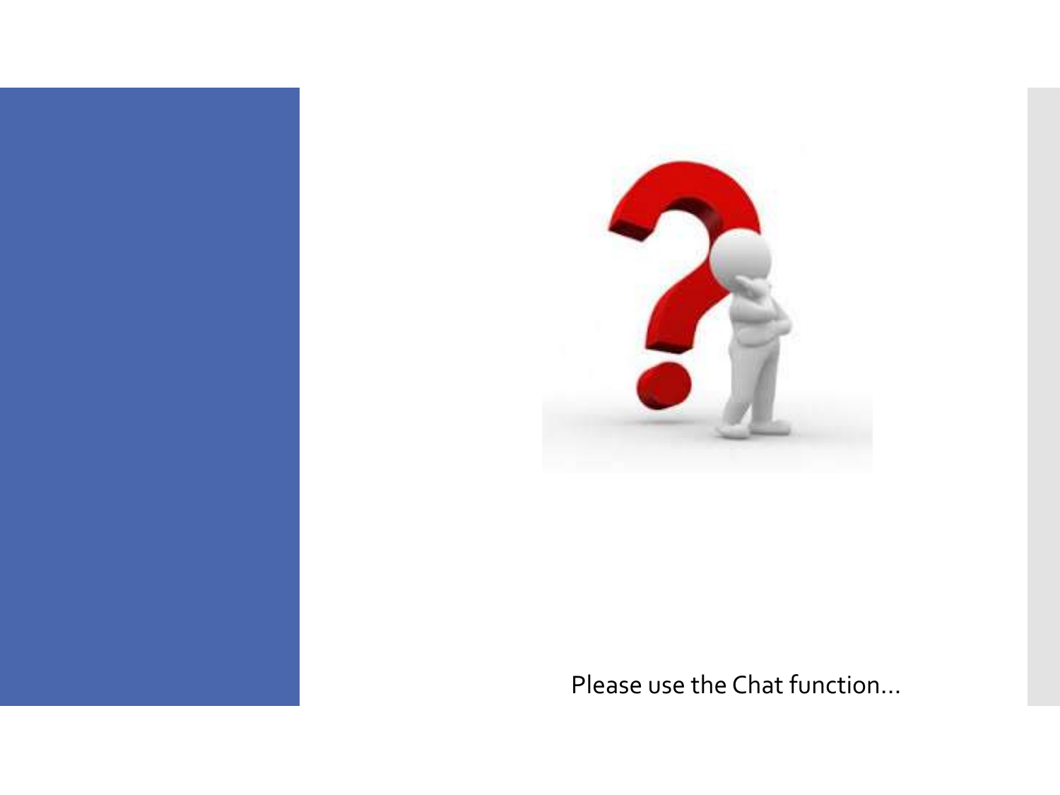Please use the Chat function…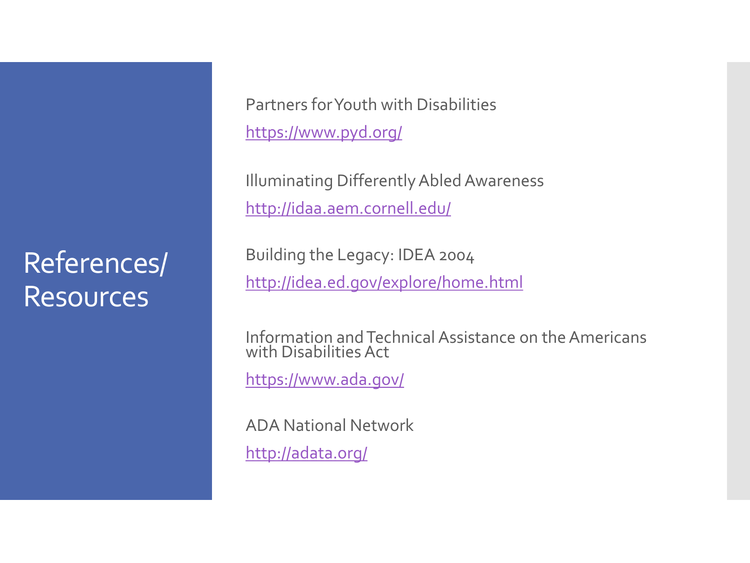# References/ Resources

Partners for Youth with Disabilities

https://www.pyd.org/

Illuminating Differently Abled Awareness

http://idaa.aem.cornell.edu/

Building the Legacy: IDEA 2004

http://idea.ed.gov/explore/home.html

Information and Technical Assistance on the Americans with Disabilities Act

https://www.ada.gov/

ADA National Network

http://adata.org/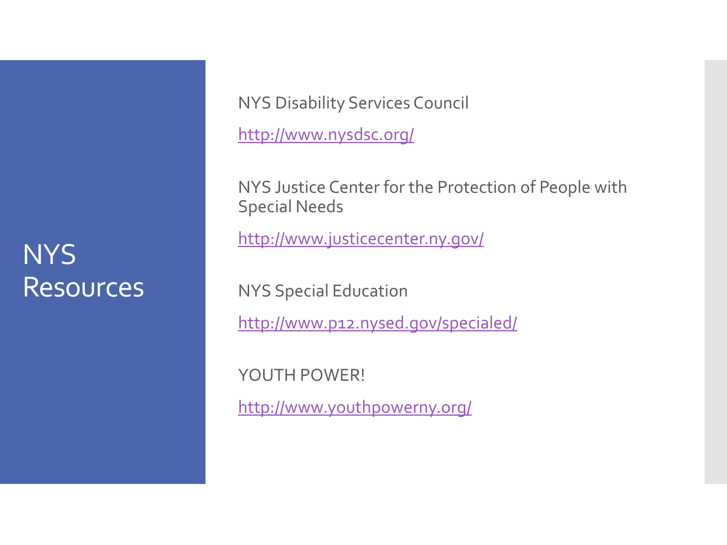# NYS Resources

NYS Disability Services Council

http://www.nysdsc.org/

NYS Justice Center for the Protection of People with Special Needs

http://www.justicecenter.ny.gov/

NYS Special Education

http://www.p12.nysed.gov/specialed/

YOUTH POWER!

http://www.youthpowerny.org/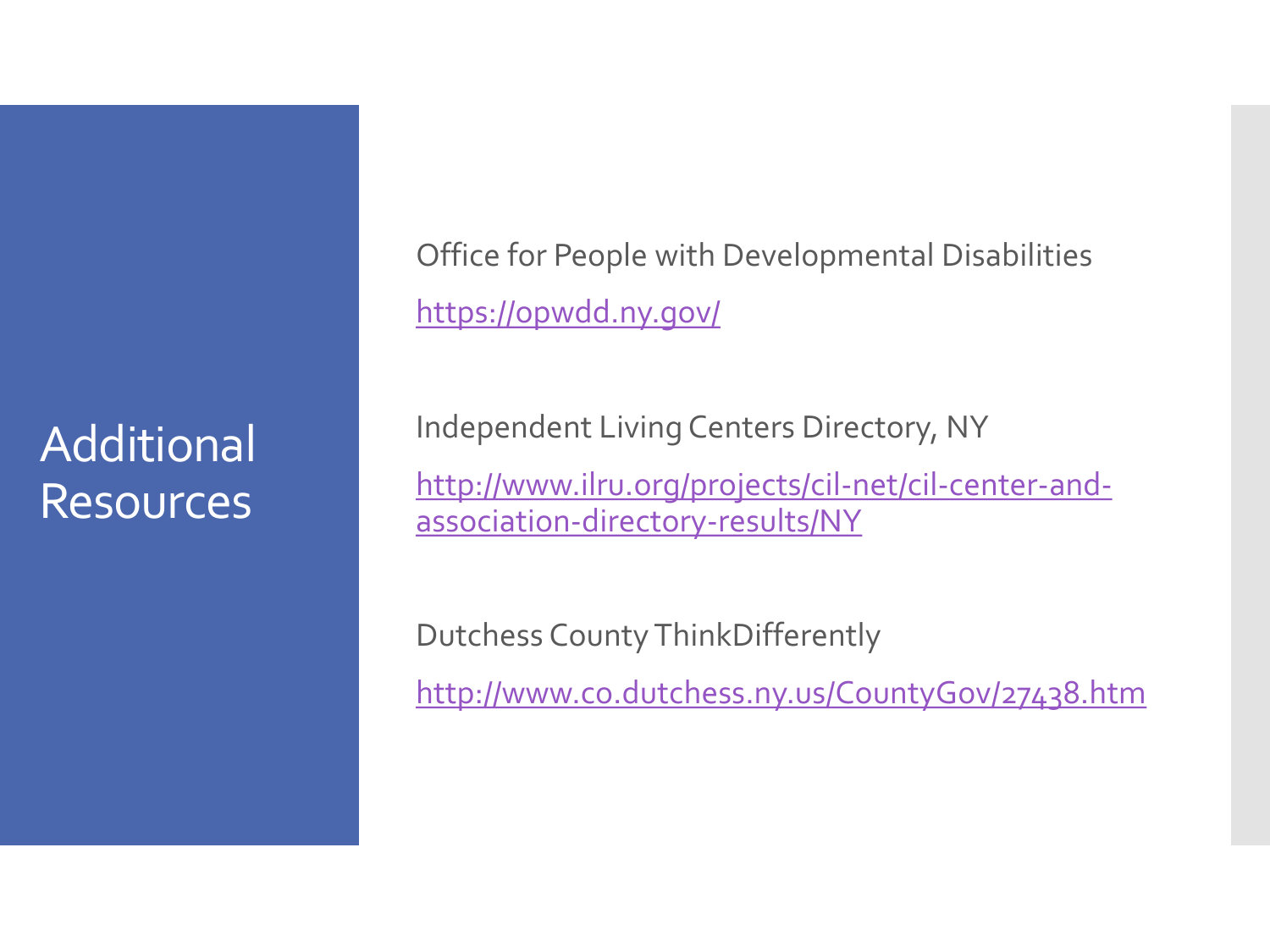# Additional Resources

Office for People with Developmental Disabilities

https://opwdd.ny.gov/

Independent Living Centers Directory, NY

http://www.ilru.org/projects/cil-net/cil-center-and-association-directory-results/NY

Dutchess County ThinkDifferently

http://www.co.dutchess.ny.us/CountyGov/27438.htm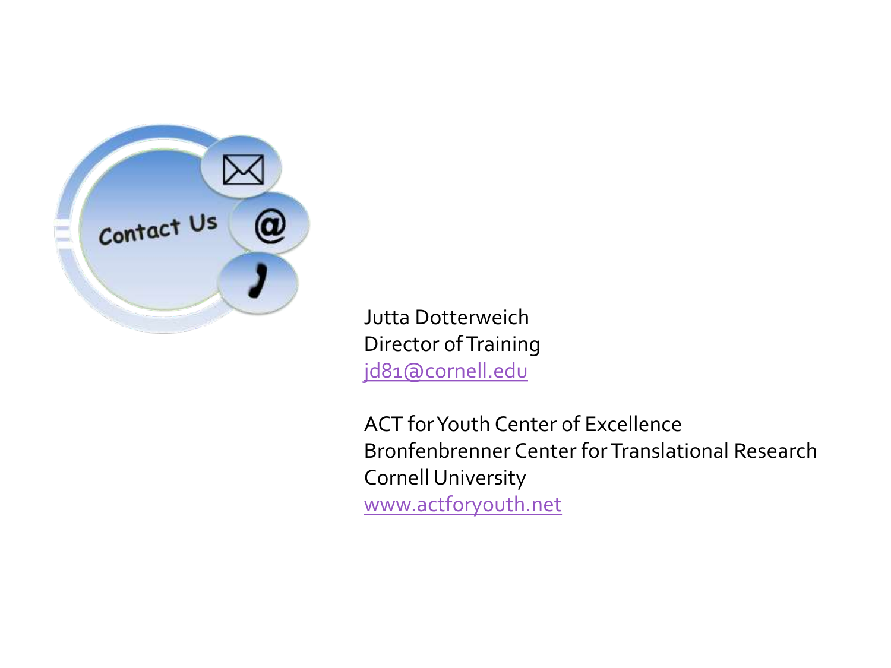Contact Us

Jutta Dotterweich
Director of Training
jd81@cornell.edu

ACT for Youth Center of Excellence
Bronfenbrenner Center for Translational Research
Cornell University
www.actforyouth.net